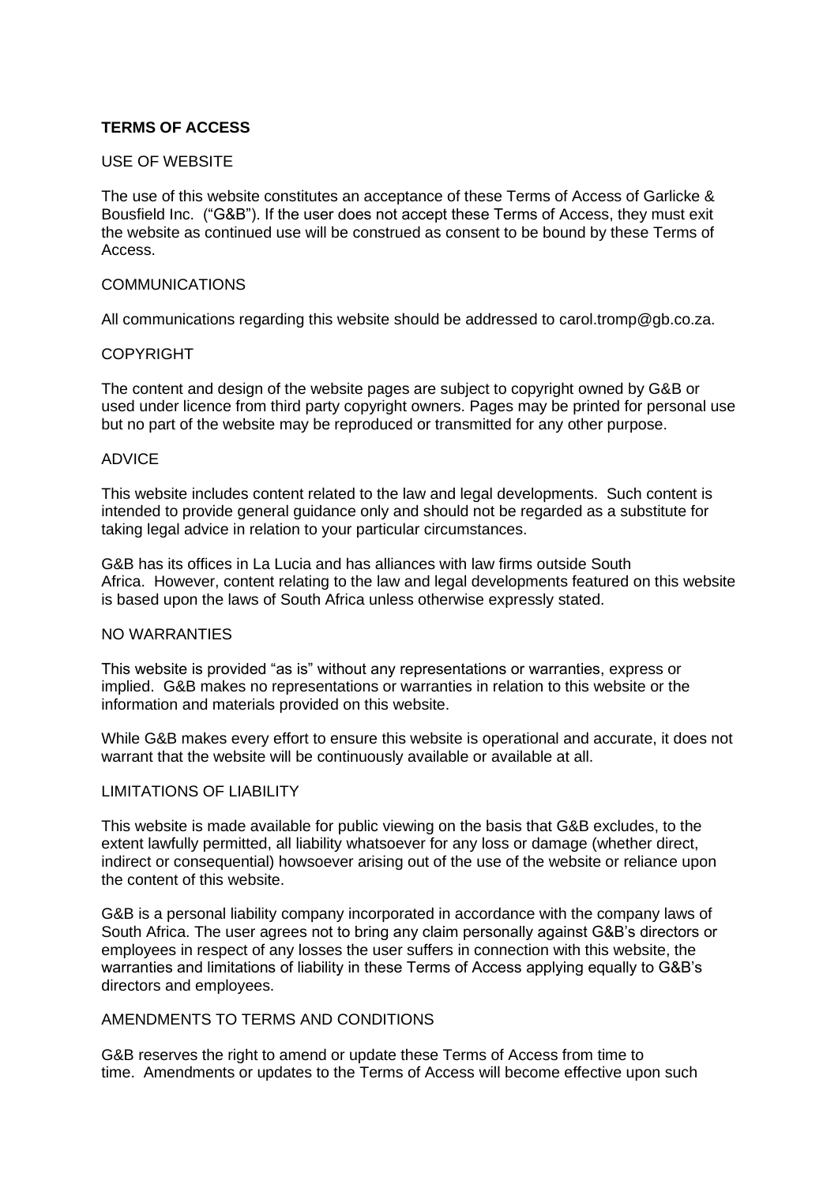# TERMS OF ACCESS

## USE OF WEBSITE

The use of this website constitutes an acceptance of these Terms of Access of Garlicke & Bousfield Inc. ("G&B"). If the user does not accept these Terms of Access, they must exit the website as continued use will be construed as consent to be bound by these Terms of Access.

## COMMUNICATIONS

All communications regarding this website should be addressed to carol.tromp@gb.co.za.

## COPYRIGHT

The content and design of the website pages are subject to copyright owned by G&B or used under licence from third party copyright owners. Pages may be printed for personal use but no part of the website may be reproduced or transmitted for any other purpose.

## ADVICE

This website includes content related to the law and legal developments. Such content is intended to provide general guidance only and should not be regarded as a substitute for taking legal advice in relation to your particular circumstances.

G&B has its offices in La Lucia and has alliances with law firms outside South Africa. However, content relating to the law and legal developments featured on this website is based upon the laws of South Africa unless otherwise expressly stated.

## NO WARRANTIES

This website is provided "as is" without any representations or warranties, express or implied. G&B makes no representations or warranties in relation to this website or the information and materials provided on this website.

While G&B makes every effort to ensure this website is operational and accurate, it does not warrant that the website will be continuously available or available at all.

## LIMITATIONS OF LIABILITY

This website is made available for public viewing on the basis that G&B excludes, to the extent lawfully permitted, all liability whatsoever for any loss or damage (whether direct, indirect or consequential) howsoever arising out of the use of the website or reliance upon the content of this website.

G&B is a personal liability company incorporated in accordance with the company laws of South Africa. The user agrees not to bring any claim personally against G&B's directors or employees in respect of any losses the user suffers in connection with this website, the warranties and limitations of liability in these Terms of Access applying equally to G&B's directors and employees.

## AMENDMENTS TO TERMS AND CONDITIONS

G&B reserves the right to amend or update these Terms of Access from time to time. Amendments or updates to the Terms of Access will become effective upon such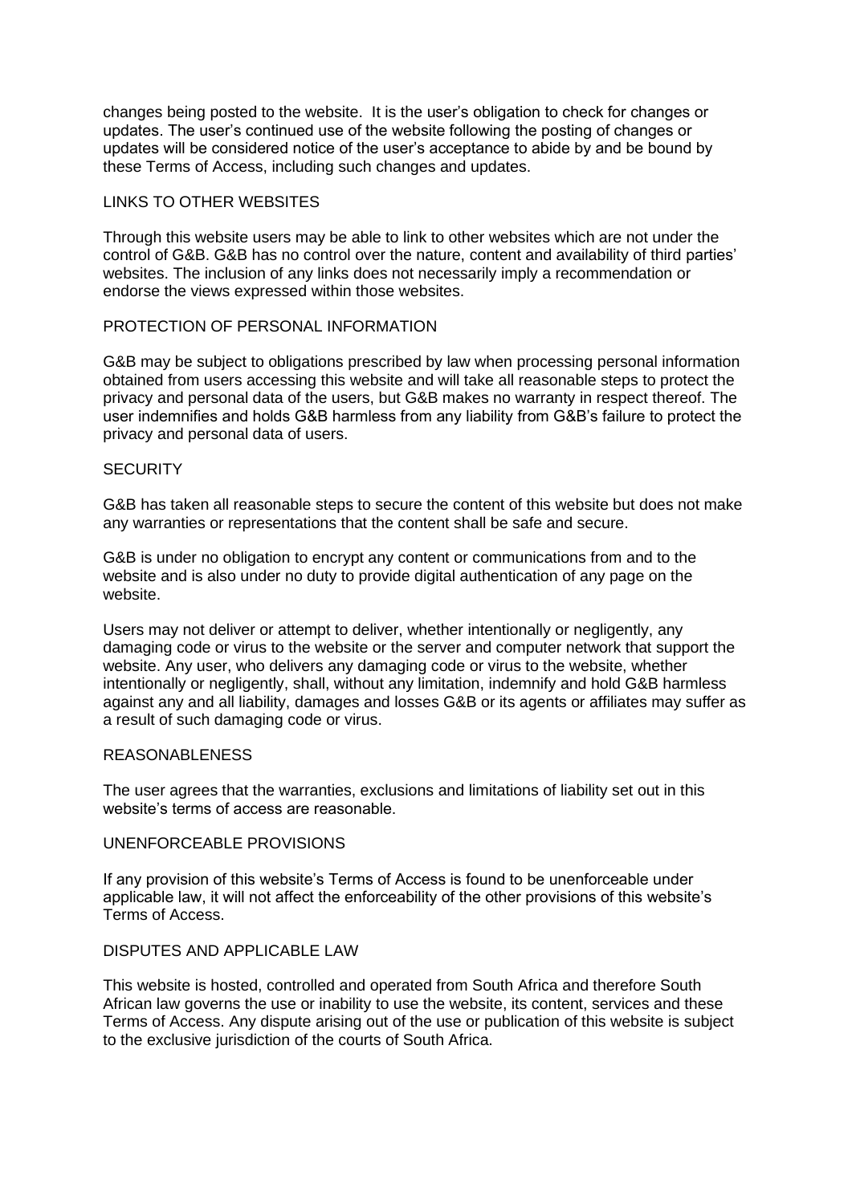changes being posted to the website. It is the user's obligation to check for changes or updates. The user's continued use of the website following the posting of changes or updates will be considered notice of the user's acceptance to abide by and be bound by these Terms of Access, including such changes and updates.

## LINKS TO OTHER WEBSITES

Through this website users may be able to link to other websites which are not under the control of G&B. G&B has no control over the nature, content and availability of third parties' websites. The inclusion of any links does not necessarily imply a recommendation or endorse the views expressed within those websites.

## PROTECTION OF PERSONAL INFORMATION

G&B may be subject to obligations prescribed by law when processing personal information obtained from users accessing this website and will take all reasonable steps to protect the privacy and personal data of the users, but G&B makes no warranty in respect thereof. The user indemnifies and holds G&B harmless from any liability from G&B's failure to protect the privacy and personal data of users.

## SECURITY

G&B has taken all reasonable steps to secure the content of this website but does not make any warranties or representations that the content shall be safe and secure.

G&B is under no obligation to encrypt any content or communications from and to the website and is also under no duty to provide digital authentication of any page on the website.

Users may not deliver or attempt to deliver, whether intentionally or negligently, any damaging code or virus to the website or the server and computer network that support the website. Any user, who delivers any damaging code or virus to the website, whether intentionally or negligently, shall, without any limitation, indemnify and hold G&B harmless against any and all liability, damages and losses G&B or its agents or affiliates may suffer as a result of such damaging code or virus.

## REASONABLENESS

The user agrees that the warranties, exclusions and limitations of liability set out in this website's terms of access are reasonable.

## UNENFORCEABLE PROVISIONS

If any provision of this website's Terms of Access is found to be unenforceable under applicable law, it will not affect the enforceability of the other provisions of this website's Terms of Access.

## DISPUTES AND APPLICABLE LAW

This website is hosted, controlled and operated from South Africa and therefore South African law governs the use or inability to use the website, its content, services and these Terms of Access. Any dispute arising out of the use or publication of this website is subject to the exclusive jurisdiction of the courts of South Africa.